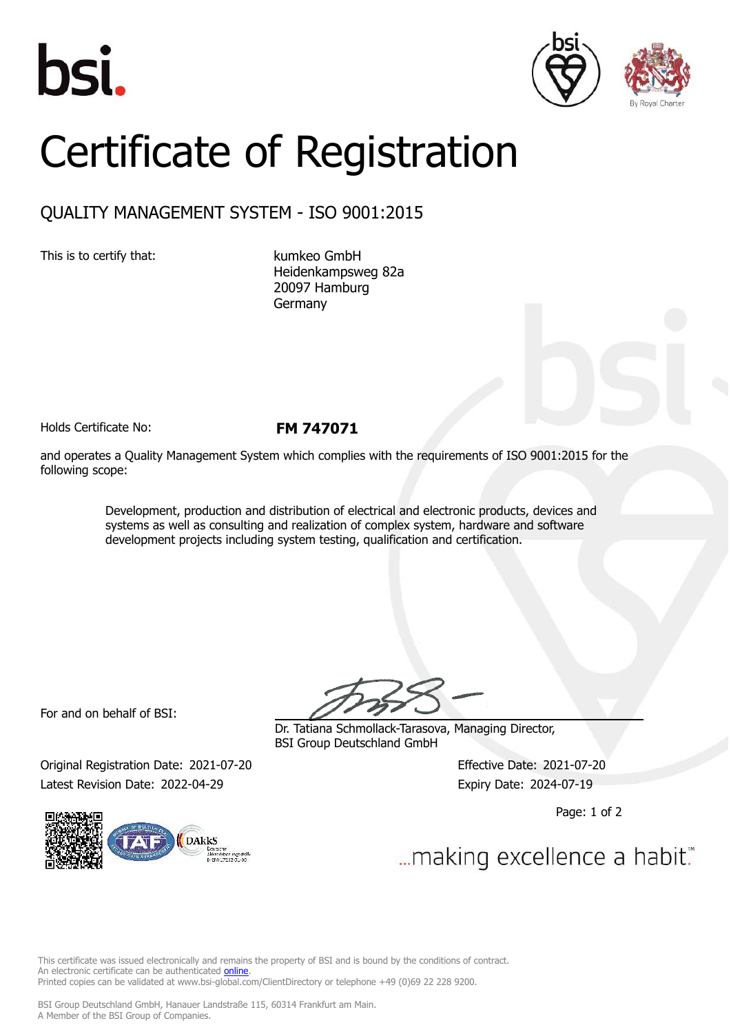# Certificate of Registration

## QUALITY MANAGEMENT SYSTEM - ISO 9001:2015

This is to certify that:

kumkeo GmbH
Heidenkampsweg 82a
20097 Hamburg
Germany

Holds Certificate No: **FM 747071**

and operates a Quality Management System which complies with the requirements of ISO 9001:2015 for the following scope:

> Development, production and distribution of electrical and electronic products, devices and systems as well as consulting and realization of complex system, hardware and software development projects including system testing, qualification and certification.

For and on behalf of BSI:

Dr. Tatiana Schmollack-Tarasova, Managing Director,
BSI Group Deutschland GmbH

Original Registration Date: 2021-07-20
Effective Date: 2021-07-20
Latest Revision Date: 2022-04-29
Expiry Date: 2024-07-19

...making excellence a habit.™

This certificate was issued electronically and remains the property of BSI and is bound by the conditions of contract.
An electronic certificate can be authenticated online.
Printed copies can be validated at www.bsi-global.com/ClientDirectory or telephone +49 (0)69 22 228 9200.

BSI Group Deutschland GmbH, Hanauer Landstraße 115, 60314 Frankfurt am Main.
A Member of the BSI Group of Companies.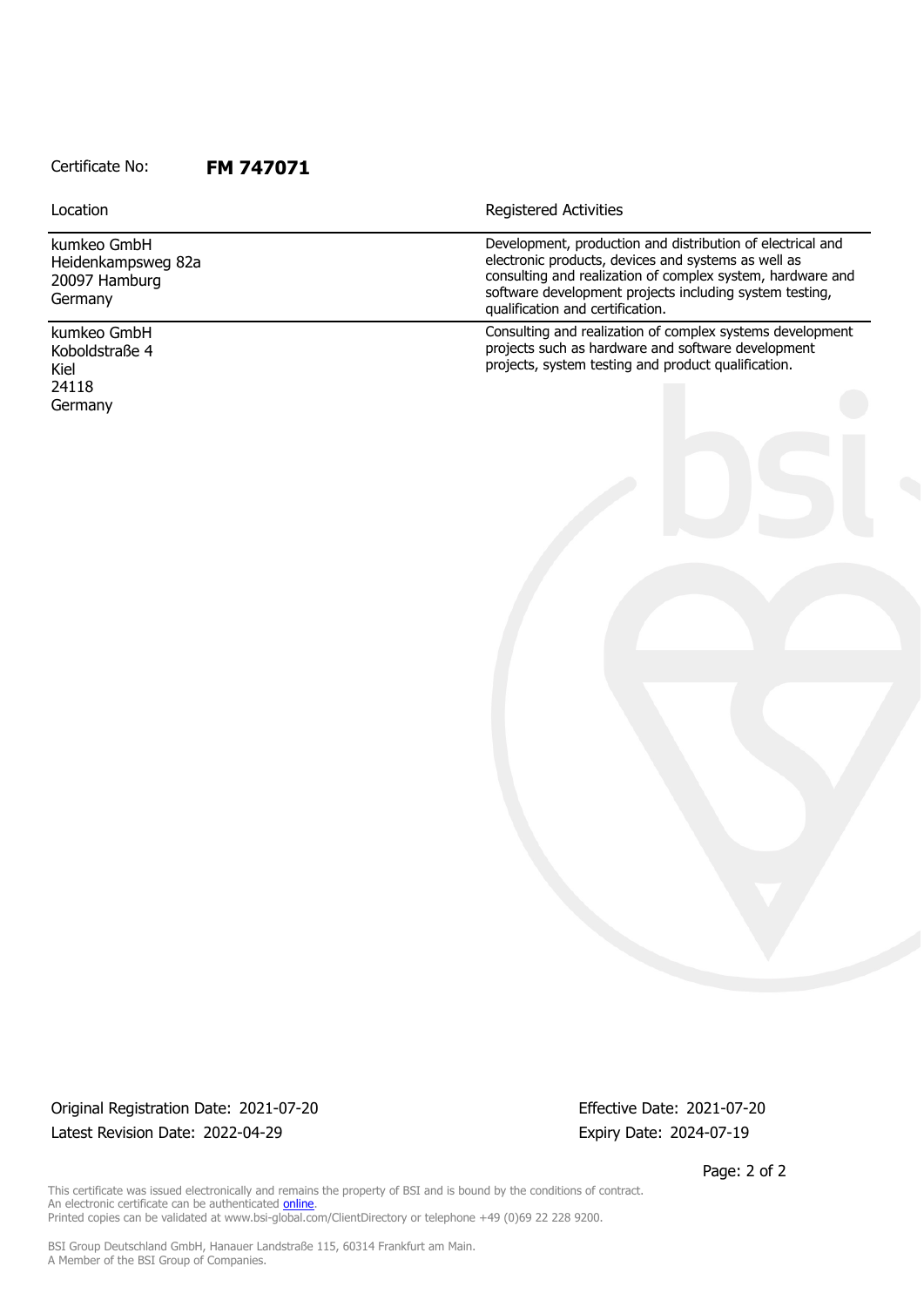Certificate No: **FM 747071**

| Location | Registered Activities |
| --- | --- |
| kumkeo GmbH<br>Heidenkampsweg 82a<br>20097 Hamburg<br>Germany | Development, production and distribution of electrical and electronic products, devices and systems as well as consulting and realization of complex system, hardware and software development projects including system testing, qualification and certification. |
| kumkeo GmbH<br>Koboldstraße 4<br>Kiel<br>24118<br>Germany | Consulting and realization of complex systems development projects such as hardware and software development projects, system testing and product qualification. |

Original Registration Date: 2021-07-20

Latest Revision Date: 2022-04-29

Effective Date: 2021-07-20

Expiry Date: 2024-07-19

This certificate was issued electronically and remains the property of BSI and is bound by the conditions of contract.
An electronic certificate can be authenticated online.
Printed copies can be validated at www.bsi-global.com/ClientDirectory or telephone +49 (0)69 22 228 9200.

BSI Group Deutschland GmbH, Hanauer Landstraße 115, 60314 Frankfurt am Main.
A Member of the BSI Group of Companies.